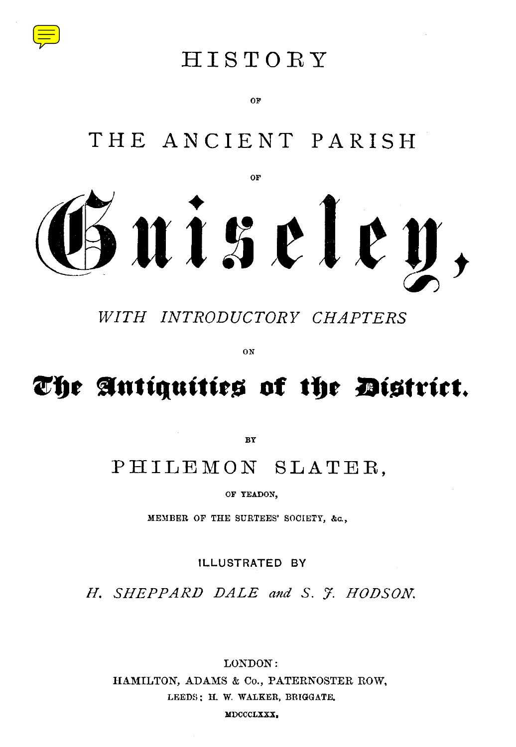# HISTORY

OF

# THE ANCIENT PARISH

OF

# Guiseley,

*WITH INTRODUCTORY CHAPTERS*

ON

## The Antiquities of the District.

BY

PHILEMON SLATER,

OF YEADON,

MEMBER OF THE SURTEES' SOCIETY, &c.,

ILLUSTRATED BY

*H. SHEPPARD DALE and S. J. HODSON.*

LONDON:
HAMILTON, ADAMS & Co., PATERNOSTER ROW,
LEEDS: H. W. WALKER, BRIGGATE.
MDCCCLXXX.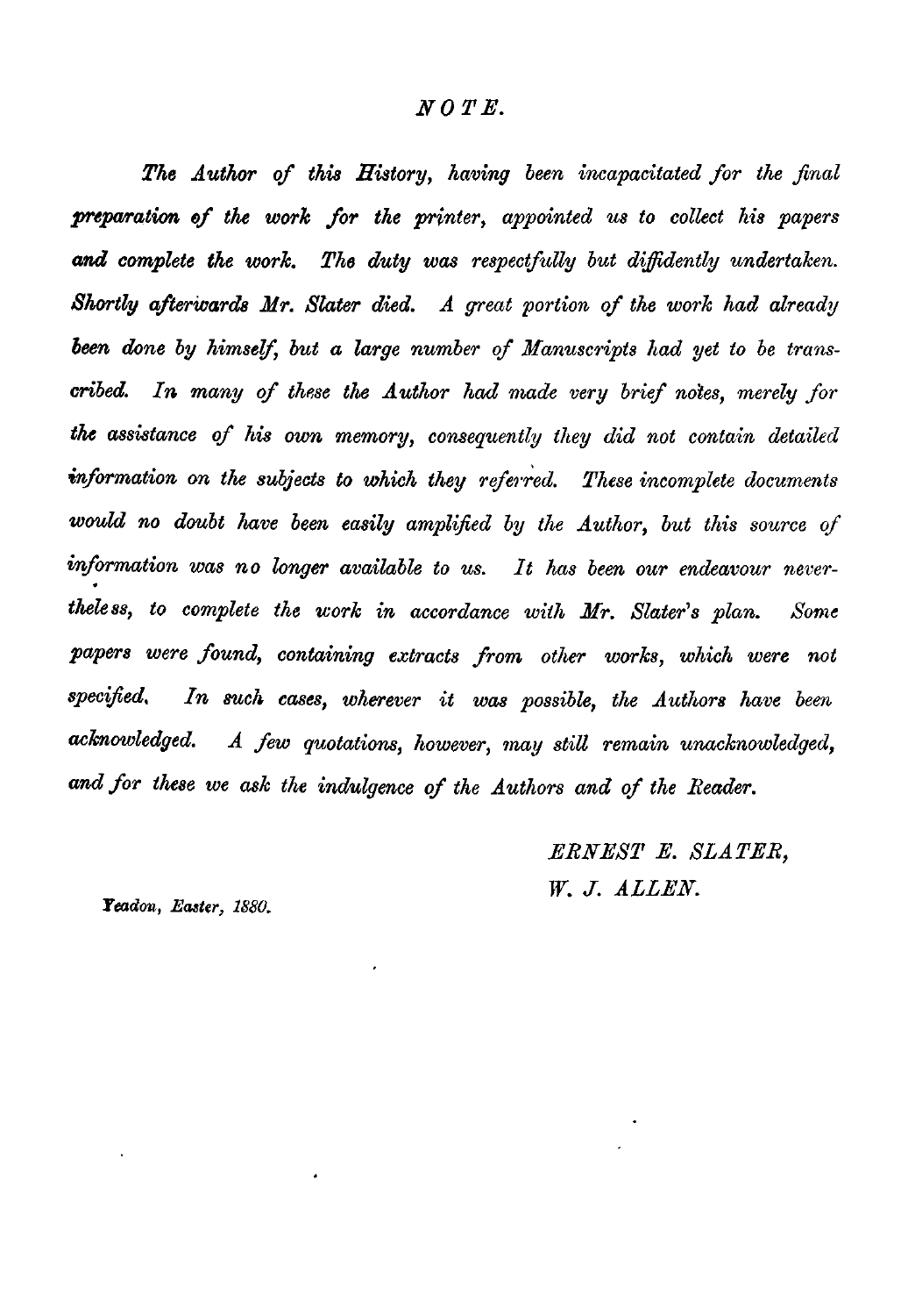# *NOTE.*

*The Author of this History, having been incapacitated for the final preparation of the work for the printer, appointed us to collect his papers and complete the work. The duty was respectfully but diffidently undertaken. Shortly afterwards Mr. Slater died. A great portion of the work had already been done by himself, but a large number of Manuscripts had yet to be transcribed. In many of these the Author had made very brief notes, merely for the assistance of his own memory, consequently they did not contain detailed information on the subjects to which they referred. These incomplete documents would no doubt have been easily amplified by the Author, but this source of information was no longer available to us. It has been our endeavour nevertheless, to complete the work in accordance with Mr. Slater's plan. Some papers were found, containing extracts from other works, which were not specified. In such cases, wherever it was possible, the Authors have been acknowledged. A few quotations, however, may still remain unacknowledged, and for these we ask the indulgence of the Authors and of the Reader.*

*ERNEST E. SLATER,*
*W. J. ALLEN.*

*Yeadon, Easter, 1880.*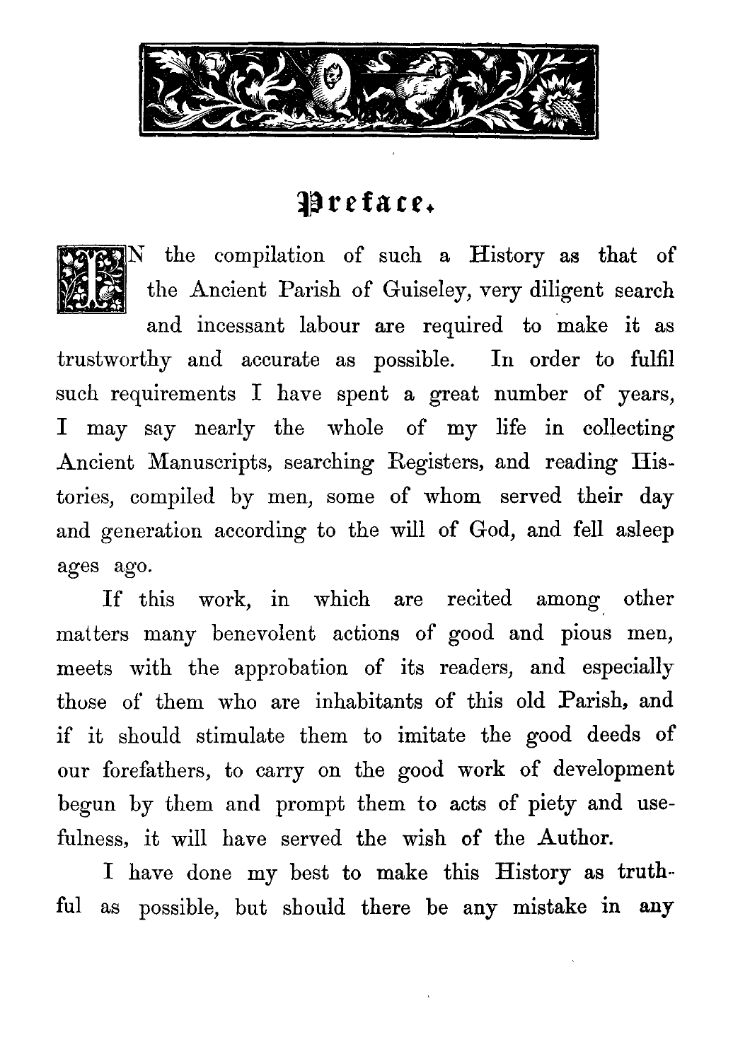# Preface.

IN the compilation of such a History as that of the Ancient Parish of Guiseley, very diligent search and incessant labour are required to make it as trustworthy and accurate as possible. In order to fulfil such requirements I have spent a great number of years, I may say nearly the whole of my life in collecting Ancient Manuscripts, searching Registers, and reading Histories, compiled by men, some of whom served their day and generation according to the will of God, and fell asleep ages ago.

If this work, in which are recited among other matters many benevolent actions of good and pious men, meets with the approbation of its readers, and especially those of them who are inhabitants of this old Parish, and if it should stimulate them to imitate the good deeds of our forefathers, to carry on the good work of development begun by them and prompt them to acts of piety and usefulness, it will have served the wish of the Author.

I have done my best to make this History as truthful as possible, but should there be any mistake in any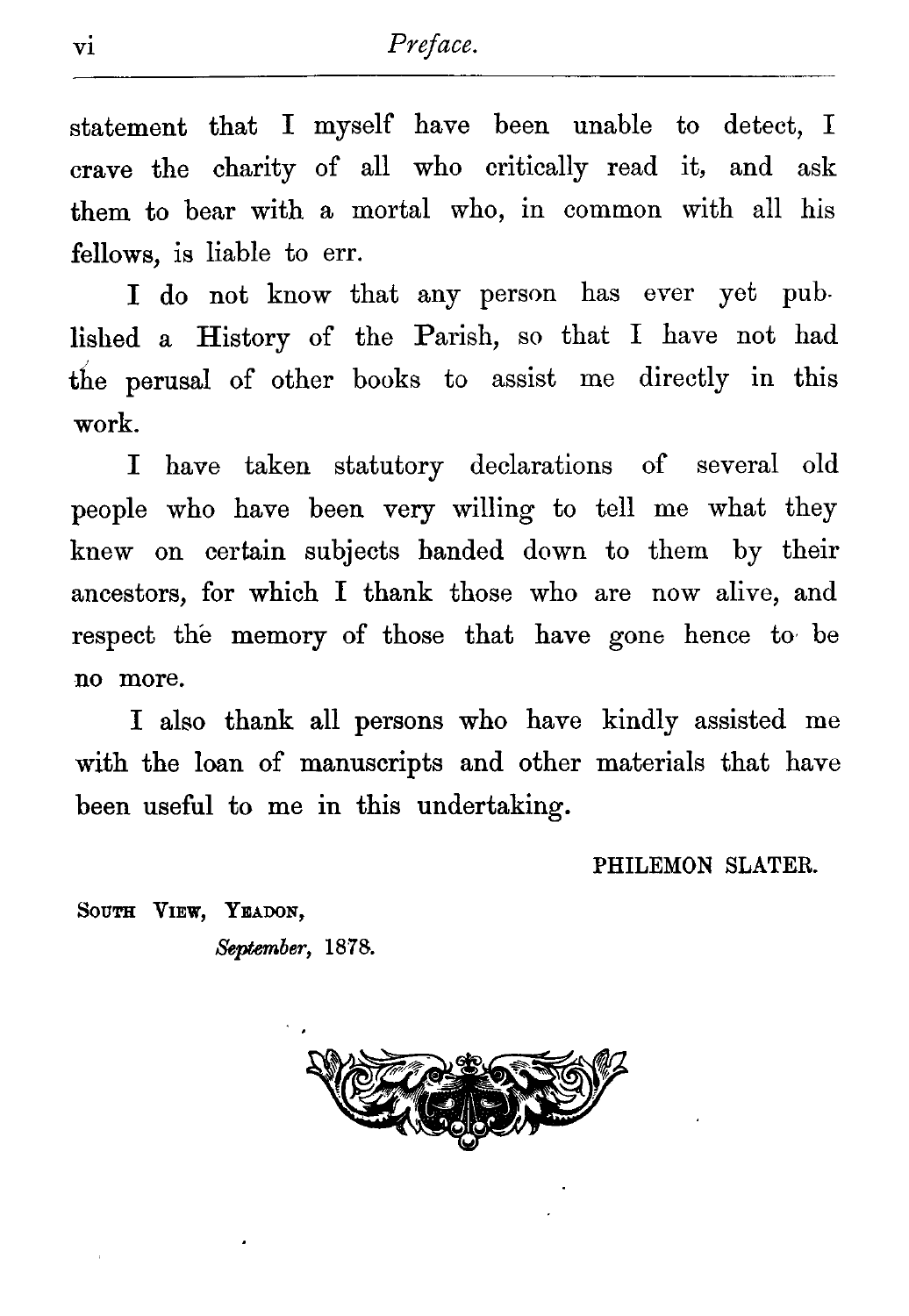statement that I myself have been unable to detect, I crave the charity of all who critically read it, and ask them to bear with a mortal who, in common with all his fellows, is liable to err.

I do not know that any person has ever yet published a History of the Parish, so that I have not had the perusal of other books to assist me directly in this work.

I have taken statutory declarations of several old people who have been very willing to tell me what they knew on certain subjects handed down to them by their ancestors, for which I thank those who are now alive, and respect the memory of those that have gone hence to be no more.

I also thank all persons who have kindly assisted me with the loan of manuscripts and other materials that have been useful to me in this undertaking.

PHILEMON SLATER.

SOUTH VIEW, YEADON,
*September*, 1878.